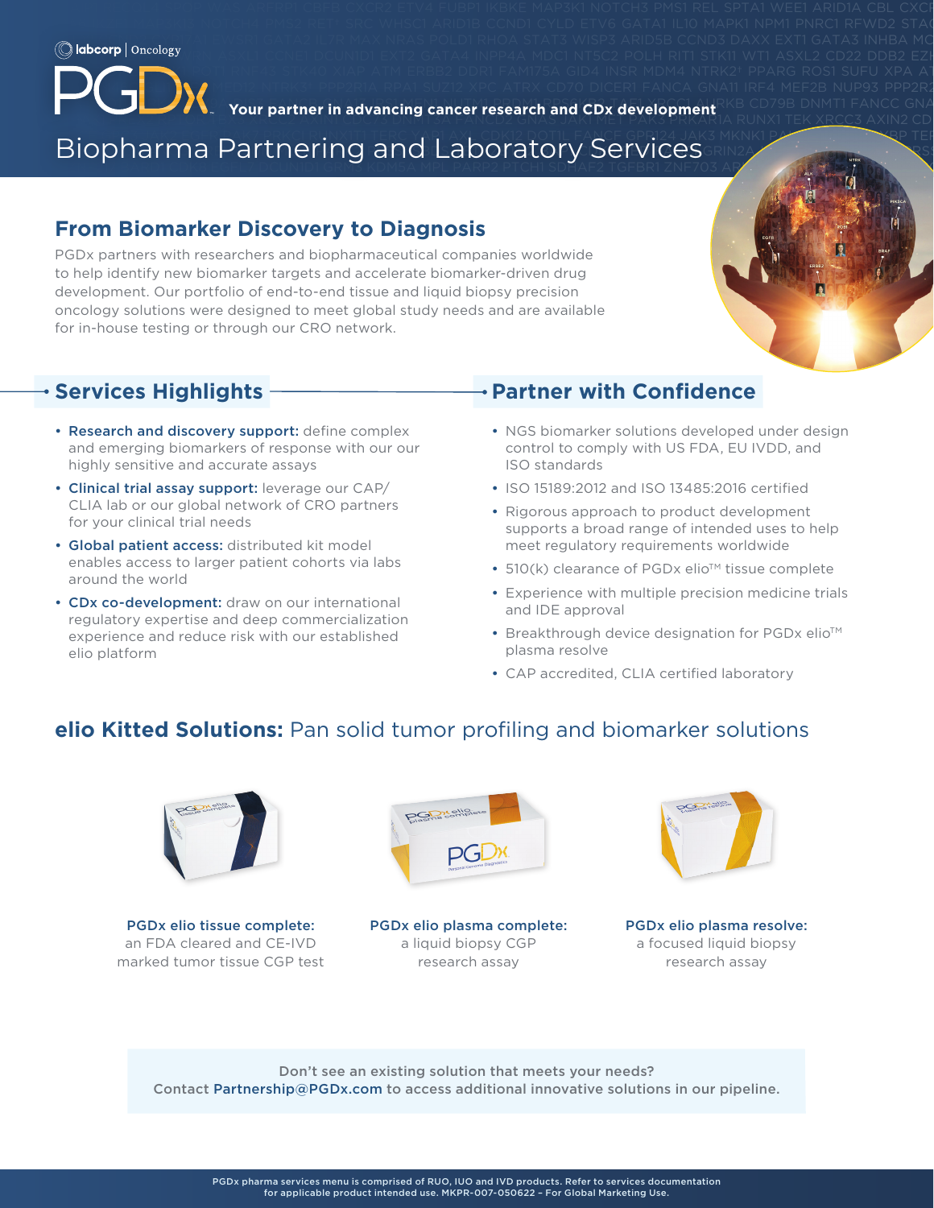labcorp | Oncology

# PGDx

Your partner in advancing cancer research and CDx development

Biopharma Partnering and Laboratory Services

## From Biomarker Discovery to Diagnosis

PGDx partners with researchers and biopharmaceutical companies worldwide to help identify new biomarker targets and accelerate biomarker-driven drug development. Our portfolio of end-to-end tissue and liquid biopsy precision oncology solutions were designed to meet global study needs and are available for in-house testing or through our CRO network.

## Services Highlights

- **Research and discovery support:** define complex and emerging biomarkers of response with our our highly sensitive and accurate assays
- **Clinical trial assay support:** leverage our CAP/CLIA lab or our global network of CRO partners for your clinical trial needs
- **Global patient access:** distributed kit model enables access to larger patient cohorts via labs around the world
- **CDx co-development:** draw on our international regulatory expertise and deep commercialization experience and reduce risk with our established elio platform

## Partner with Confidence

- NGS biomarker solutions developed under design control to comply with US FDA, EU IVDD, and ISO standards
- ISO 15189:2012 and ISO 13485:2016 certified
- Rigorous approach to product development supports a broad range of intended uses to help meet regulatory requirements worldwide
- 510(k) clearance of PGDx elio™ tissue complete
- Experience with multiple precision medicine trials and IDE approval
- Breakthrough device designation for PGDx elio™ plasma resolve
- CAP accredited, CLIA certified laboratory

## **elio Kitted Solutions:** Pan solid tumor profiling and biomarker solutions

**PGDx elio tissue complete:** an FDA cleared and CE-IVD marked tumor tissue CGP test

**PGDx elio plasma complete:** a liquid biopsy CGP research assay

**PGDx elio plasma resolve:** a focused liquid biopsy research assay

Don't see an existing solution that meets your needs?
Contact Partnership@PGDx.com to access additional innovative solutions in our pipeline.

PGDx pharma services menu is comprised of RUO, IUO and IVD products. Refer to services documentation for applicable product intended use. MKPR-007-050622 – For Global Marketing Use.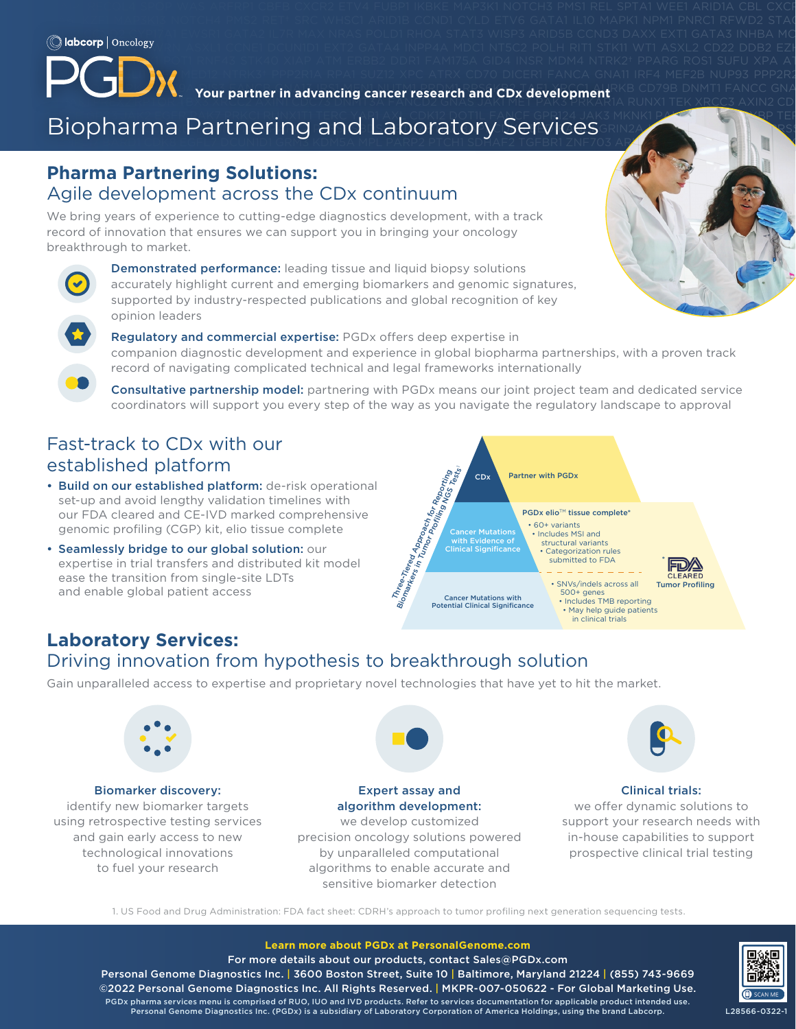labcorp | Oncology

# PGDx

Your partner in advancing cancer research and CDx development

# Biopharma Partnering and Laboratory Services

## Pharma Partnering Solutions:
### Agile development across the CDx continuum

We bring years of experience to cutting-edge diagnostics development, with a track record of innovation that ensures we can support you in bringing your oncology breakthrough to market.

**Demonstrated performance:** leading tissue and liquid biopsy solutions accurately highlight current and emerging biomarkers and genomic signatures, supported by industry-respected publications and global recognition of key opinion leaders

**Regulatory and commercial expertise:** PGDx offers deep expertise in companion diagnostic development and experience in global biopharma partnerships, with a proven track record of navigating complicated technical and legal frameworks internationally

**Consultative partnership model:** partnering with PGDx means our joint project team and dedicated service coordinators will support you every step of the way as you navigate the regulatory landscape to approval

### Fast-track to CDx with our established platform

- **Build on our established platform:** de-risk operational set-up and avoid lengthy validation timelines with our FDA cleared and CE-IVD marked comprehensive genomic profiling (CGP) kit, elio tissue complete
- **Seamlessly bridge to our global solution:** our expertise in trial transfers and distributed kit model ease the transition from single-site LDTs and enable global patient access

Three-Tiered Approach for Reporting Biomarkers in Tumor Profiling NGS Tests[1]

CDx

Partner with PGDx

Cancer Mutations with Evidence of Clinical Significance

PGDx elio™ tissue complete*
- 60+ variants
- Includes MSI and structural variants
- Categorization rules submitted to FDA

Cancer Mutations with Potential Clinical Significance

- SNVs/indels across all 500+ genes
- Includes TMB reporting
- May help guide patients in clinical trials

FDA CLEARED Tumor Profiling

## Laboratory Services:
### Driving innovation from hypothesis to breakthrough solution

Gain unparalleled access to expertise and proprietary novel technologies that have yet to hit the market.

**Biomarker discovery:** identify new biomarker targets using retrospective testing services and gain early access to new technological innovations to fuel your research

**Expert assay and algorithm development:** we develop customized precision oncology solutions powered by unparalleled computational algorithms to enable accurate and sensitive biomarker detection

**Clinical trials:** we offer dynamic solutions to support your research needs with in-house capabilities to support prospective clinical trial testing

1. US Food and Drug Administration: FDA fact sheet: CDRH's approach to tumor profiling next generation sequencing tests.

**Learn more about PGDx at PersonalGenome.com**

For more details about our products, contact Sales@PGDx.com

Personal Genome Diagnostics Inc. | 3600 Boston Street, Suite 10 | Baltimore, Maryland 21224 | (855) 743-9669

©2022 Personal Genome Diagnostics Inc. All Rights Reserved. | MKPR-007-050622 - For Global Marketing Use.

PGDx pharma services menu is comprised of RUO, IUO and IVD products. Refer to services documentation for applicable product intended use. Personal Genome Diagnostics Inc. (PGDx) is a subsidiary of Laboratory Corporation of America Holdings, using the brand Labcorp.

SCAN ME

L28566-0322-1